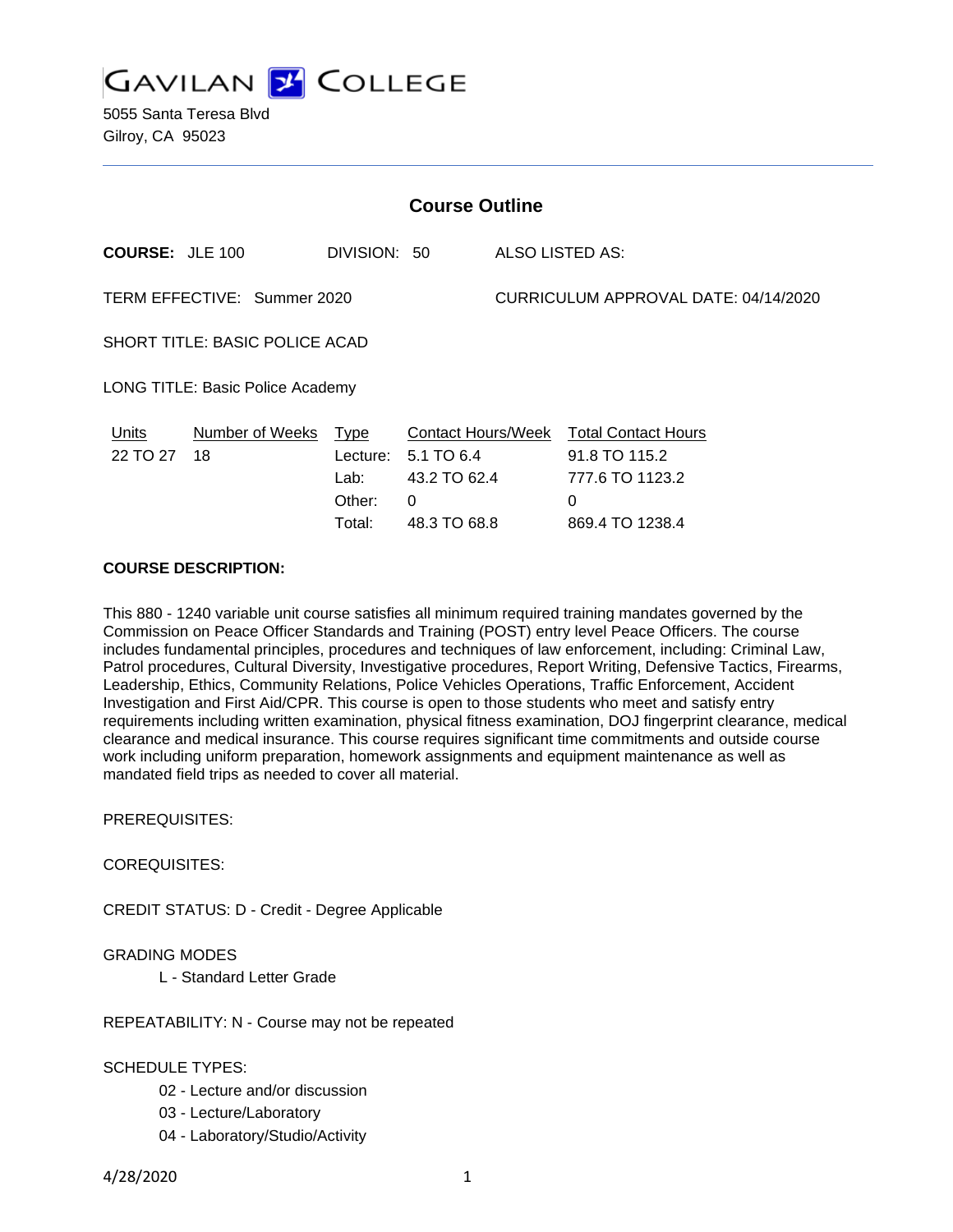# GAVILAN COLLEGE

5055 Santa Teresa Blvd
Gilroy, CA 95023

## Course Outline

**COURSE:** JLE 100 DIVISION: 50 ALSO LISTED AS:

TERM EFFECTIVE: Summer 2020 CURRICULUM APPROVAL DATE: 04/14/2020

SHORT TITLE: BASIC POLICE ACAD

LONG TITLE: Basic Police Academy

| Units | Number of Weeks | Type | Contact Hours/Week | Total Contact Hours |
|---|---|---|---|---|
| 22 TO 27 | 18 | Lecture: | 5.1 TO 6.4 | 91.8 TO 115.2 |
| | | Lab: | 43.2 TO 62.4 | 777.6 TO 1123.2 |
| | | Other: | 0 | 0 |
| | | Total: | 48.3 TO 68.8 | 869.4 TO 1238.4 |

**COURSE DESCRIPTION:**

This 880 - 1240 variable unit course satisfies all minimum required training mandates governed by the Commission on Peace Officer Standards and Training (POST) entry level Peace Officers. The course includes fundamental principles, procedures and techniques of law enforcement, including: Criminal Law, Patrol procedures, Cultural Diversity, Investigative procedures, Report Writing, Defensive Tactics, Firearms, Leadership, Ethics, Community Relations, Police Vehicles Operations, Traffic Enforcement, Accident Investigation and First Aid/CPR. This course is open to those students who meet and satisfy entry requirements including written examination, physical fitness examination, DOJ fingerprint clearance, medical clearance and medical insurance. This course requires significant time commitments and outside course work including uniform preparation, homework assignments and equipment maintenance as well as mandated field trips as needed to cover all material.

PREREQUISITES:

COREQUISITES:

CREDIT STATUS: D - Credit - Degree Applicable

GRADING MODES

- L - Standard Letter Grade

REPEATABILITY: N - Course may not be repeated

SCHEDULE TYPES:

- 02 - Lecture and/or discussion
- 03 - Lecture/Laboratory
- 04 - Laboratory/Studio/Activity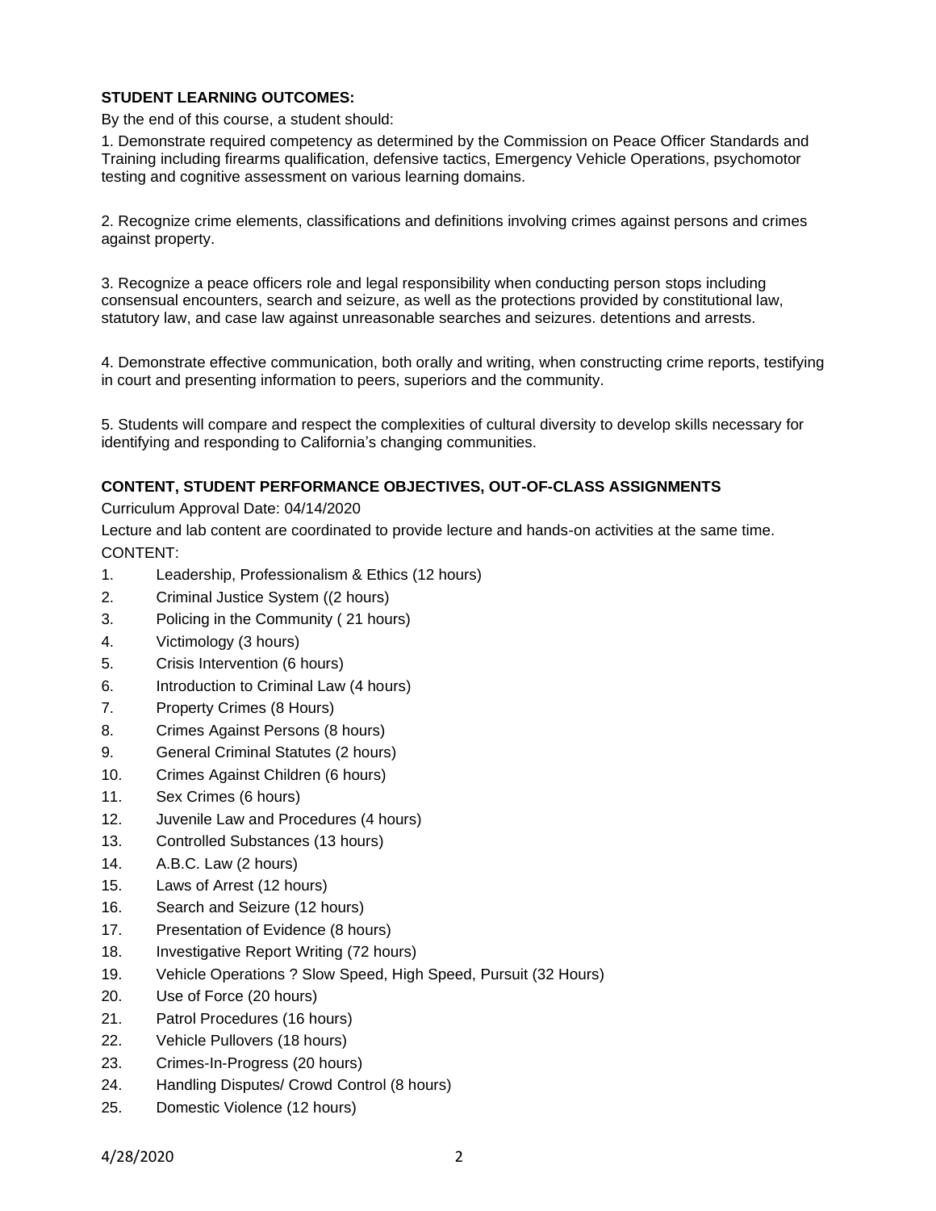**STUDENT LEARNING OUTCOMES:**

By the end of this course, a student should:

1. Demonstrate required competency as determined by the Commission on Peace Officer Standards and Training including firearms qualification, defensive tactics, Emergency Vehicle Operations, psychomotor testing and cognitive assessment on various learning domains.

2. Recognize crime elements, classifications and definitions involving crimes against persons and crimes against property.

3. Recognize a peace officers role and legal responsibility when conducting person stops including consensual encounters, search and seizure, as well as the protections provided by constitutional law, statutory law, and case law against unreasonable searches and seizures. detentions and arrests.

4. Demonstrate effective communication, both orally and writing, when constructing crime reports, testifying in court and presenting information to peers, superiors and the community.

5. Students will compare and respect the complexities of cultural diversity to develop skills necessary for identifying and responding to California's changing communities.

**CONTENT, STUDENT PERFORMANCE OBJECTIVES, OUT-OF-CLASS ASSIGNMENTS**

Curriculum Approval Date: 04/14/2020

Lecture and lab content are coordinated to provide lecture and hands-on activities at the same time.

CONTENT:

1. Leadership, Professionalism & Ethics (12 hours)
2. Criminal Justice System ((2 hours)
3. Policing in the Community ( 21 hours)
4. Victimology (3 hours)
5. Crisis Intervention (6 hours)
6. Introduction to Criminal Law (4 hours)
7. Property Crimes (8 Hours)
8. Crimes Against Persons (8 hours)
9. General Criminal Statutes (2 hours)
10. Crimes Against Children (6 hours)
11. Sex Crimes (6 hours)
12. Juvenile Law and Procedures (4 hours)
13. Controlled Substances (13 hours)
14. A.B.C. Law (2 hours)
15. Laws of Arrest (12 hours)
16. Search and Seizure (12 hours)
17. Presentation of Evidence (8 hours)
18. Investigative Report Writing (72 hours)
19. Vehicle Operations ? Slow Speed, High Speed, Pursuit (32 Hours)
20. Use of Force (20 hours)
21. Patrol Procedures (16 hours)
22. Vehicle Pullovers (18 hours)
23. Crimes-In-Progress (20 hours)
24. Handling Disputes/ Crowd Control (8 hours)
25. Domestic Violence (12 hours)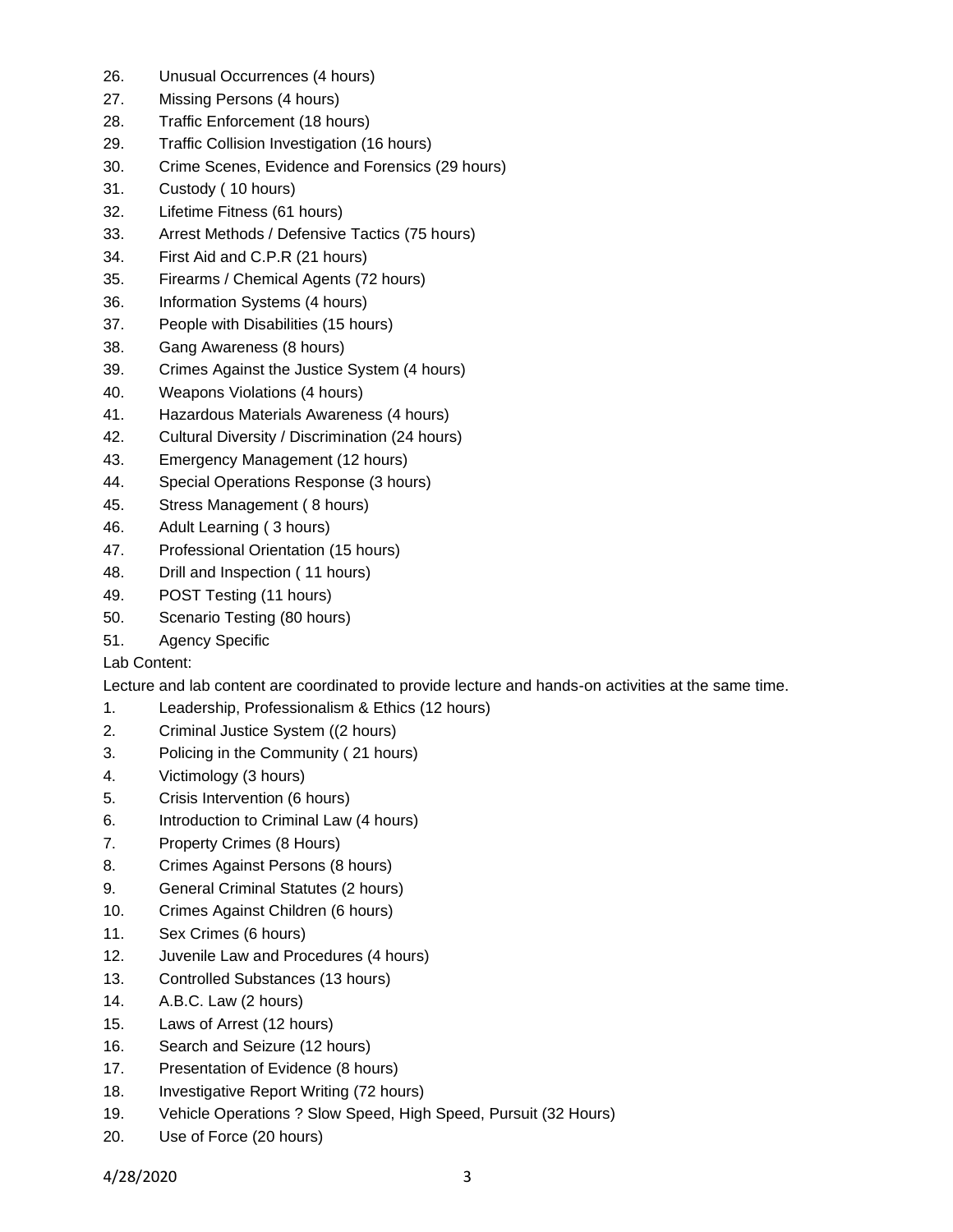26. Unusual Occurrences (4 hours)
27. Missing Persons (4 hours)
28. Traffic Enforcement (18 hours)
29. Traffic Collision Investigation (16 hours)
30. Crime Scenes, Evidence and Forensics (29 hours)
31. Custody ( 10 hours)
32. Lifetime Fitness (61 hours)
33. Arrest Methods / Defensive Tactics (75 hours)
34. First Aid and C.P.R (21 hours)
35. Firearms / Chemical Agents (72 hours)
36. Information Systems (4 hours)
37. People with Disabilities (15 hours)
38. Gang Awareness (8 hours)
39. Crimes Against the Justice System (4 hours)
40. Weapons Violations (4 hours)
41. Hazardous Materials Awareness (4 hours)
42. Cultural Diversity / Discrimination (24 hours)
43. Emergency Management (12 hours)
44. Special Operations Response (3 hours)
45. Stress Management ( 8 hours)
46. Adult Learning ( 3 hours)
47. Professional Orientation (15 hours)
48. Drill and Inspection ( 11 hours)
49. POST Testing (11 hours)
50. Scenario Testing (80 hours)
51. Agency Specific

Lab Content:

Lecture and lab content are coordinated to provide lecture and hands-on activities at the same time.

1. Leadership, Professionalism & Ethics (12 hours)
2. Criminal Justice System ((2 hours)
3. Policing in the Community ( 21 hours)
4. Victimology (3 hours)
5. Crisis Intervention (6 hours)
6. Introduction to Criminal Law (4 hours)
7. Property Crimes (8 Hours)
8. Crimes Against Persons (8 hours)
9. General Criminal Statutes (2 hours)
10. Crimes Against Children (6 hours)
11. Sex Crimes (6 hours)
12. Juvenile Law and Procedures (4 hours)
13. Controlled Substances (13 hours)
14. A.B.C. Law (2 hours)
15. Laws of Arrest (12 hours)
16. Search and Seizure (12 hours)
17. Presentation of Evidence (8 hours)
18. Investigative Report Writing (72 hours)
19. Vehicle Operations ? Slow Speed, High Speed, Pursuit (32 Hours)
20. Use of Force (20 hours)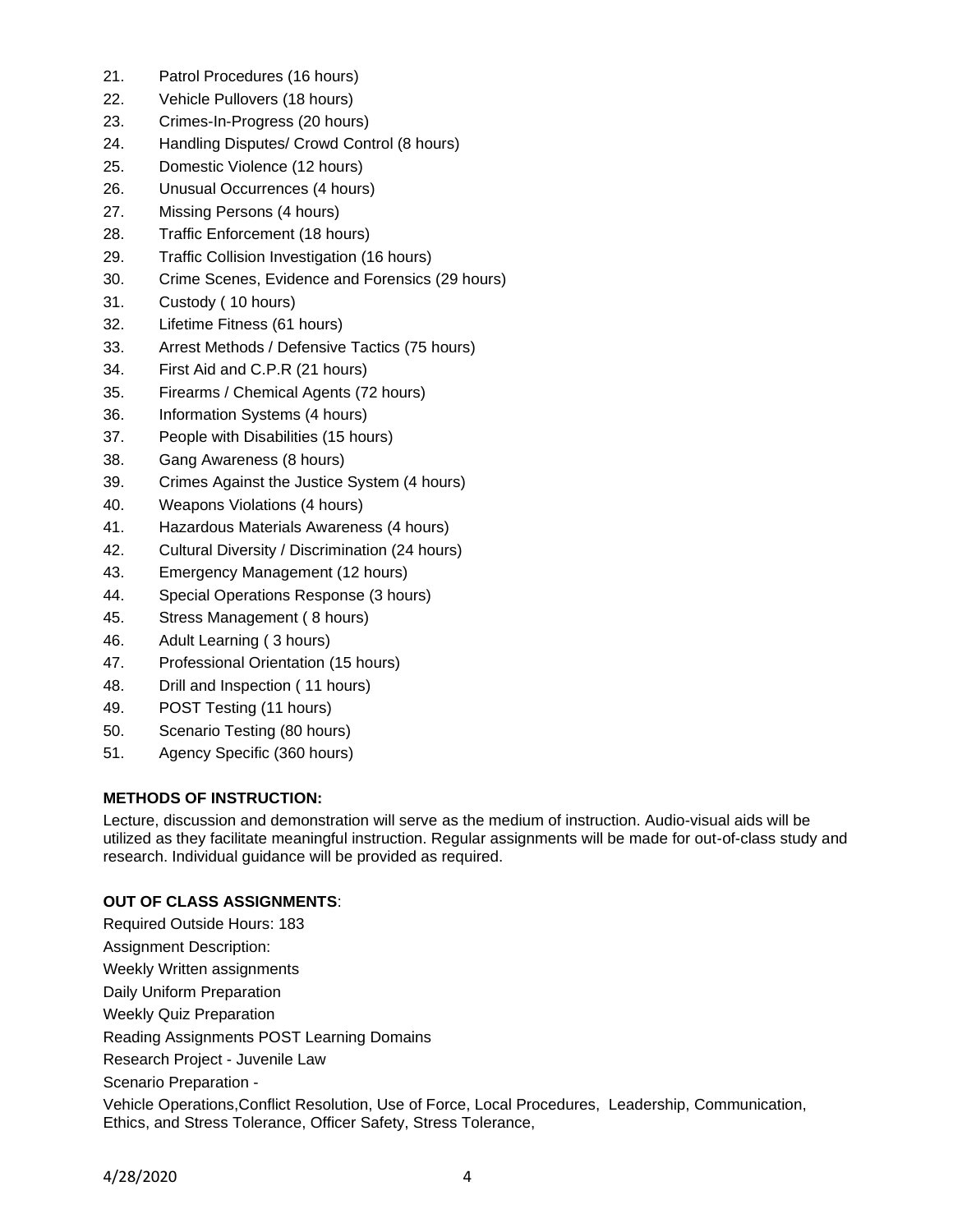21. Patrol Procedures (16 hours)
22. Vehicle Pullovers (18 hours)
23. Crimes-In-Progress (20 hours)
24. Handling Disputes/ Crowd Control (8 hours)
25. Domestic Violence (12 hours)
26. Unusual Occurrences (4 hours)
27. Missing Persons (4 hours)
28. Traffic Enforcement (18 hours)
29. Traffic Collision Investigation (16 hours)
30. Crime Scenes, Evidence and Forensics (29 hours)
31. Custody ( 10 hours)
32. Lifetime Fitness (61 hours)
33. Arrest Methods / Defensive Tactics (75 hours)
34. First Aid and C.P.R (21 hours)
35. Firearms / Chemical Agents (72 hours)
36. Information Systems (4 hours)
37. People with Disabilities (15 hours)
38. Gang Awareness (8 hours)
39. Crimes Against the Justice System (4 hours)
40. Weapons Violations (4 hours)
41. Hazardous Materials Awareness (4 hours)
42. Cultural Diversity / Discrimination (24 hours)
43. Emergency Management (12 hours)
44. Special Operations Response (3 hours)
45. Stress Management ( 8 hours)
46. Adult Learning ( 3 hours)
47. Professional Orientation (15 hours)
48. Drill and Inspection ( 11 hours)
49. POST Testing (11 hours)
50. Scenario Testing (80 hours)
51. Agency Specific (360 hours)

**METHODS OF INSTRUCTION:**

Lecture, discussion and demonstration will serve as the medium of instruction. Audio-visual aids will be utilized as they facilitate meaningful instruction. Regular assignments will be made for out-of-class study and research. Individual guidance will be provided as required.

**OUT OF CLASS ASSIGNMENTS**:

Required Outside Hours: 183

Assignment Description:

Weekly Written assignments

Daily Uniform Preparation

Weekly Quiz Preparation

Reading Assignments POST Learning Domains

Research Project - Juvenile Law

Scenario Preparation -

Vehicle Operations,Conflict Resolution, Use of Force, Local Procedures, Leadership, Communication, Ethics, and Stress Tolerance, Officer Safety, Stress Tolerance,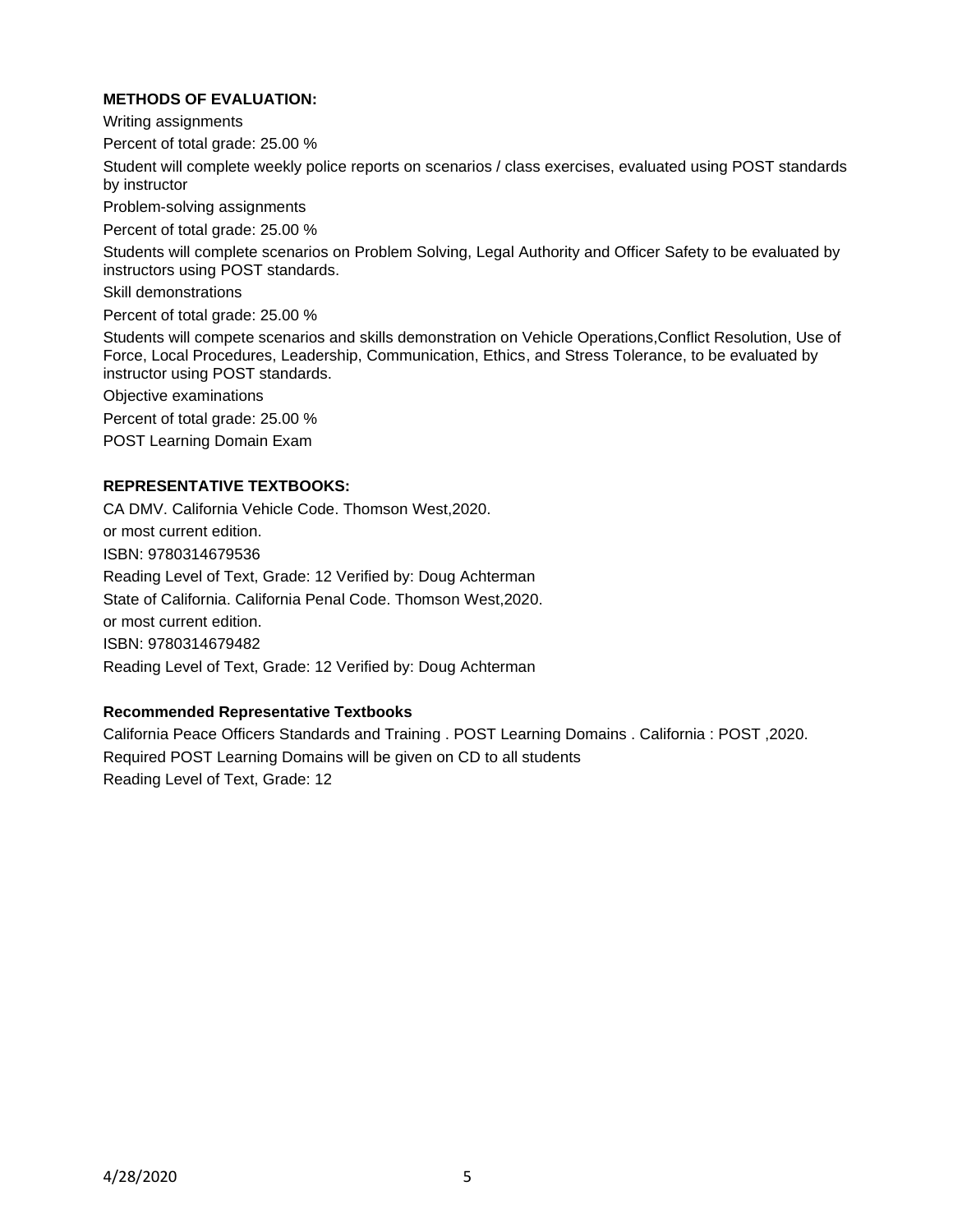**METHODS OF EVALUATION:**

Writing assignments

Percent of total grade: 25.00 %

Student will complete weekly police reports on scenarios / class exercises, evaluated using POST standards by instructor

Problem-solving assignments

Percent of total grade: 25.00 %

Students will complete scenarios on Problem Solving, Legal Authority and Officer Safety to be evaluated by instructors using POST standards.

Skill demonstrations

Percent of total grade: 25.00 %

Students will compete scenarios and skills demonstration on Vehicle Operations,Conflict Resolution, Use of Force, Local Procedures, Leadership, Communication, Ethics, and Stress Tolerance, to be evaluated by instructor using POST standards.

Objective examinations

Percent of total grade: 25.00 %

POST Learning Domain Exam

**REPRESENTATIVE TEXTBOOKS:**

CA DMV. California Vehicle Code. Thomson West,2020.
or most current edition.
ISBN: 9780314679536
Reading Level of Text, Grade: 12 Verified by: Doug Achterman

State of California. California Penal Code. Thomson West,2020.
or most current edition.
ISBN: 9780314679482
Reading Level of Text, Grade: 12 Verified by: Doug Achterman

**Recommended Representative Textbooks**

California Peace Officers Standards and Training . POST Learning Domains . California : POST ,2020.
Required POST Learning Domains will be given on CD to all students
Reading Level of Text, Grade: 12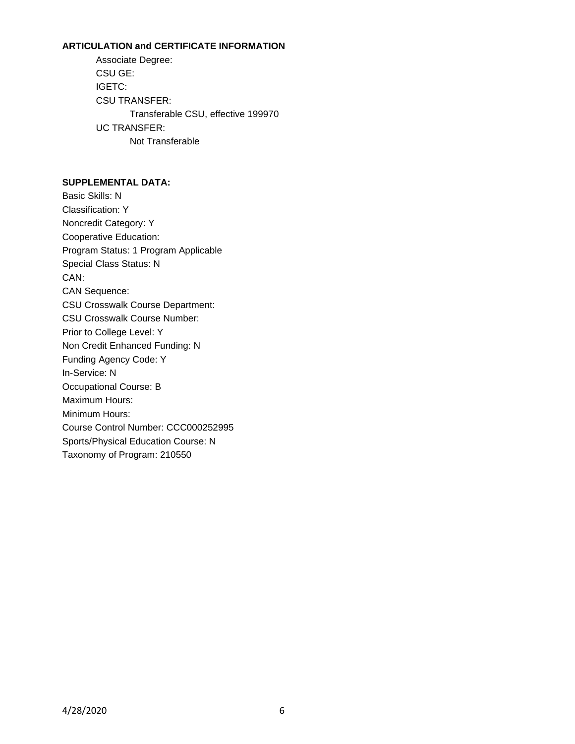**ARTICULATION and CERTIFICATE INFORMATION**

Associate Degree:
CSU GE:
IGETC:
CSU TRANSFER:
  Transferable CSU, effective 199970
UC TRANSFER:
  Not Transferable

**SUPPLEMENTAL DATA:**

Basic Skills: N
Classification: Y
Noncredit Category: Y
Cooperative Education:
Program Status: 1 Program Applicable
Special Class Status: N
CAN:
CAN Sequence:
CSU Crosswalk Course Department:
CSU Crosswalk Course Number:
Prior to College Level: Y
Non Credit Enhanced Funding: N
Funding Agency Code: Y
In-Service: N
Occupational Course: B
Maximum Hours:
Minimum Hours:
Course Control Number: CCC000252995
Sports/Physical Education Course: N
Taxonomy of Program: 210550